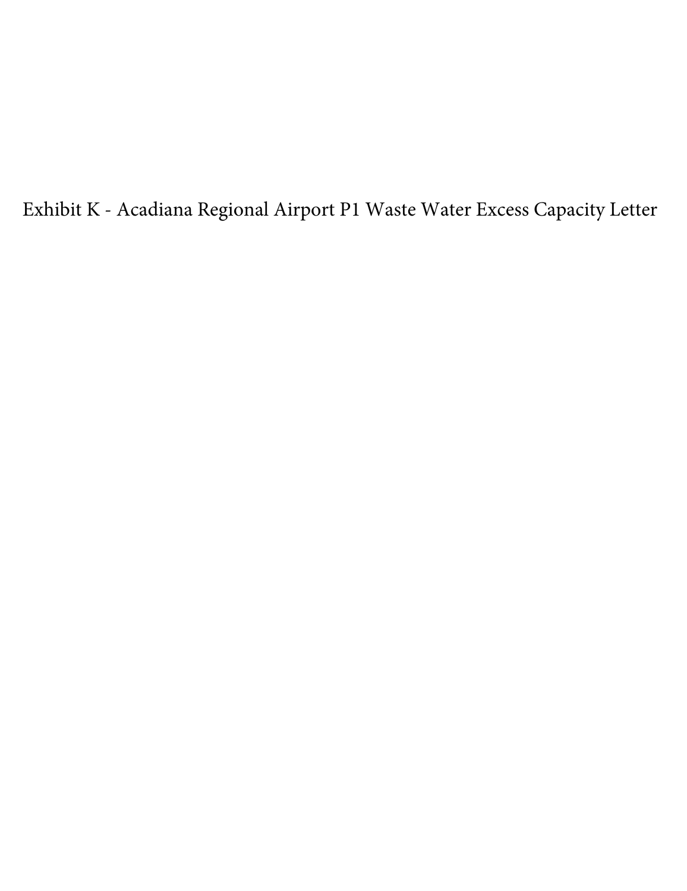Exhibit K - Acadiana Regional Airport P1 Waste Water Excess Capacity Letter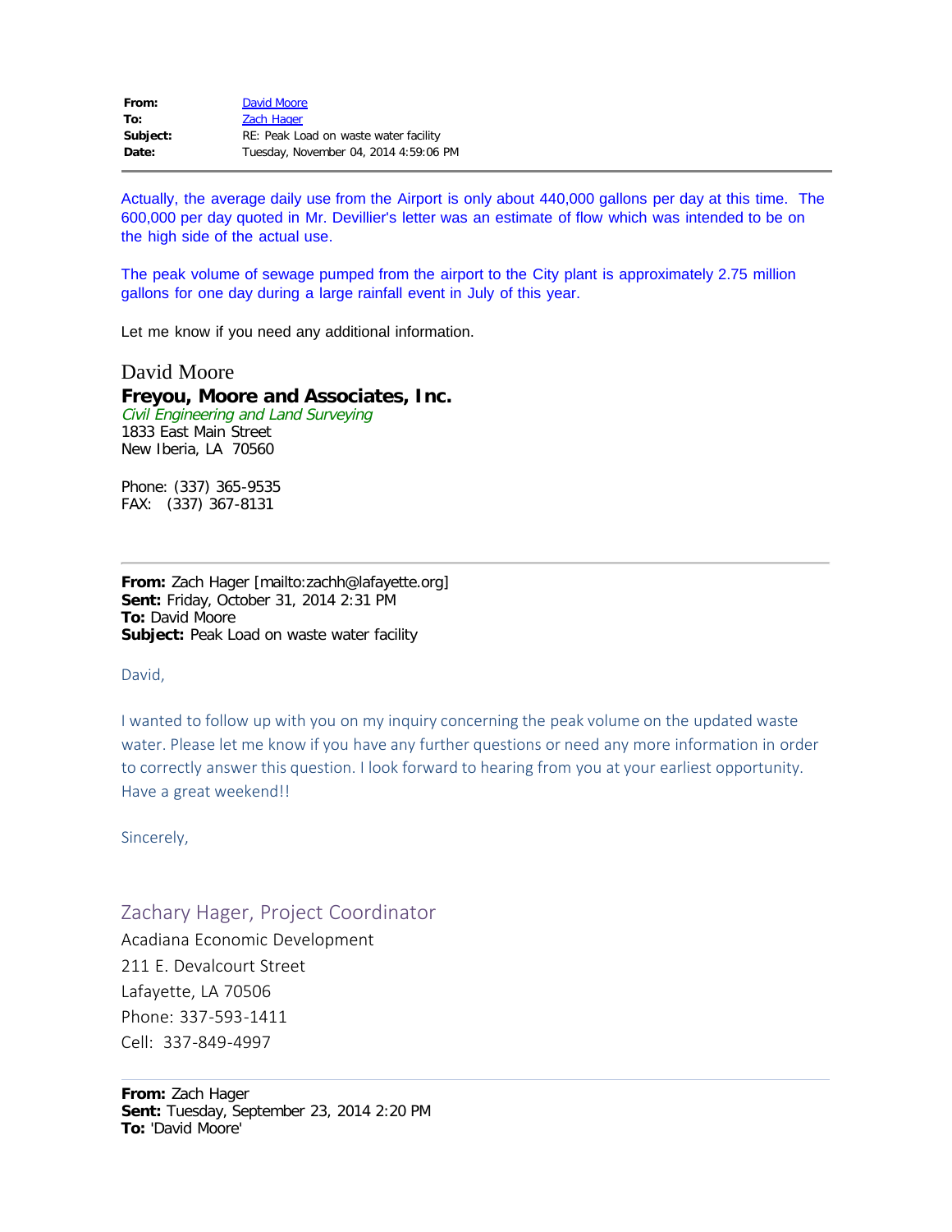| | |
|---|---|
| **From:** | David Moore |
| **To:** | Zach Hager |
| **Subject:** | RE: Peak Load on waste water facility |
| **Date:** | Tuesday, November 04, 2014 4:59:06 PM |

---

Actually, the average daily use from the Airport is only about 440,000 gallons per day at this time. The 600,000 per day quoted in Mr. Devillier's letter was an estimate of flow which was intended to be on the high side of the actual use.

The peak volume of sewage pumped from the airport to the City plant is approximately 2.75 million gallons for one day during a large rainfall event in July of this year.

Let me know if you need any additional information.

David Moore
**Freyou, Moore and Associates, Inc.**
*Civil Engineering and Land Surveying*
1833 East Main Street
New Iberia, LA 70560

Phone: (337) 365-9535
FAX: (337) 367-8131

---

**From:** Zach Hager [mailto:zachh@lafayette.org]
**Sent:** Friday, October 31, 2014 2:31 PM
**To:** David Moore
**Subject:** Peak Load on waste water facility

David,

I wanted to follow up with you on my inquiry concerning the peak volume on the updated waste water. Please let me know if you have any further questions or need any more information in order to correctly answer this question. I look forward to hearing from you at your earliest opportunity. Have a great weekend!!

Sincerely,

Zachary Hager, Project Coordinator
Acadiana Economic Development
211 E. Devalcourt Street
Lafayette, LA 70506
Phone: 337-593-1411
Cell: 337-849-4997

---

**From:** Zach Hager
**Sent:** Tuesday, September 23, 2014 2:20 PM
**To:** 'David Moore'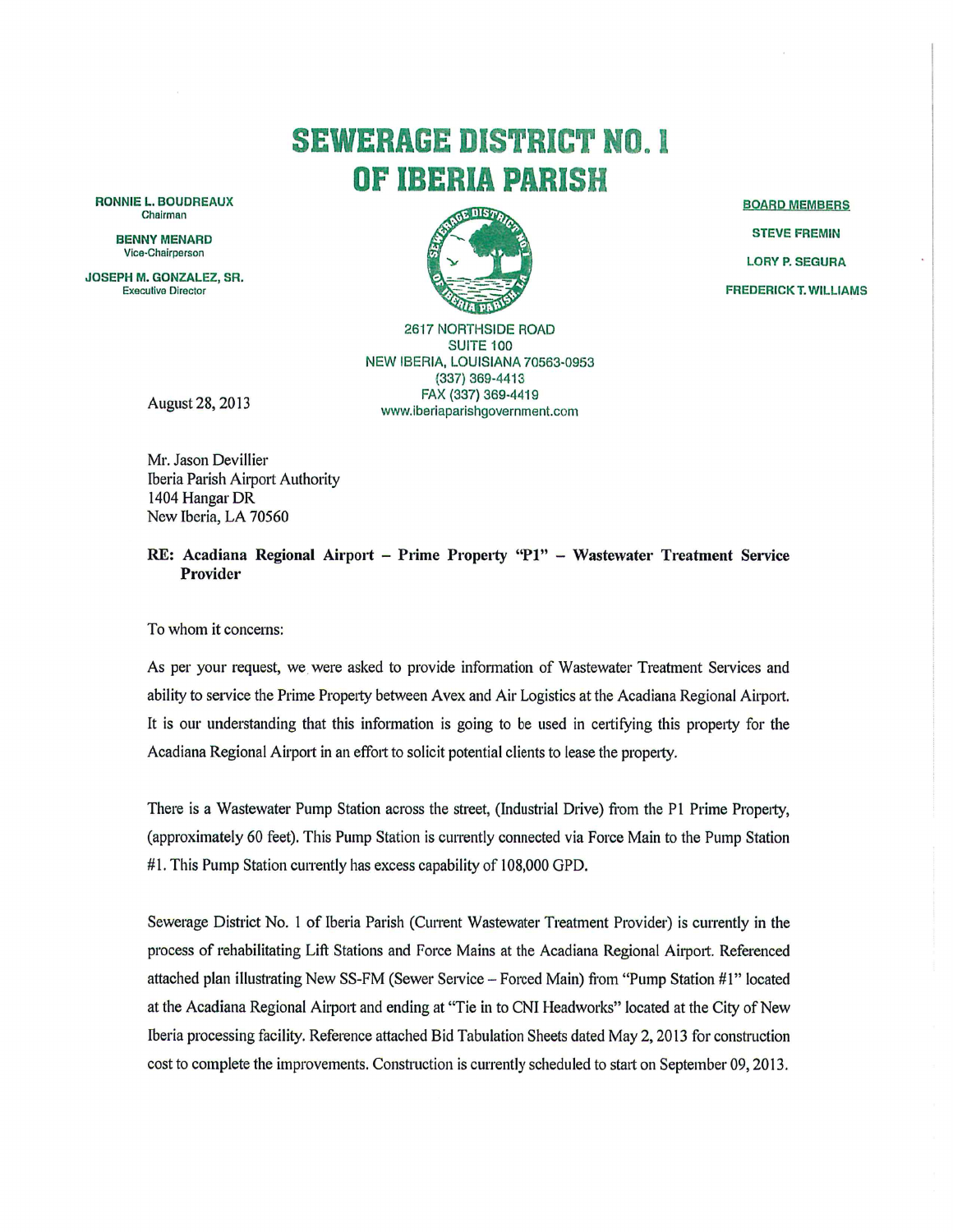# SEWERAGE DISTRICT NO. 1 OF IBERIA PARISH

**RONNIE L. BOUDREAUX**
Chairman

**BENNY MENARD**
Vice-Chairperson

**JOSEPH M. GONZALEZ, SR.**
Executive Director

**BOARD MEMBERS**

**STEVE FREMIN**

**LORY P. SEGURA**

**FREDERICK T. WILLIAMS**

2617 NORTHSIDE ROAD
SUITE 100
NEW IBERIA, LOUISIANA 70563-0953
(337) 369-4413
FAX (337) 369-4419
www.iberiaparishgovernment.com

August 28, 2013

Mr. Jason Devillier
Iberia Parish Airport Authority
1404 Hangar DR
New Iberia, LA 70560

**RE: Acadiana Regional Airport – Prime Property "P1" – Wastewater Treatment Service Provider**

To whom it concerns:

As per your request, we were asked to provide information of Wastewater Treatment Services and ability to service the Prime Property between Avex and Air Logistics at the Acadiana Regional Airport. It is our understanding that this information is going to be used in certifying this property for the Acadiana Regional Airport in an effort to solicit potential clients to lease the property.

There is a Wastewater Pump Station across the street, (Industrial Drive) from the P1 Prime Property, (approximately 60 feet). This Pump Station is currently connected via Force Main to the Pump Station #1. This Pump Station currently has excess capability of 108,000 GPD.

Sewerage District No. 1 of Iberia Parish (Current Wastewater Treatment Provider) is currently in the process of rehabilitating Lift Stations and Force Mains at the Acadiana Regional Airport. Referenced attached plan illustrating New SS-FM (Sewer Service – Forced Main) from "Pump Station #1" located at the Acadiana Regional Airport and ending at "Tie in to CNI Headworks" located at the City of New Iberia processing facility. Reference attached Bid Tabulation Sheets dated May 2, 2013 for construction cost to complete the improvements. Construction is currently scheduled to start on September 09, 2013.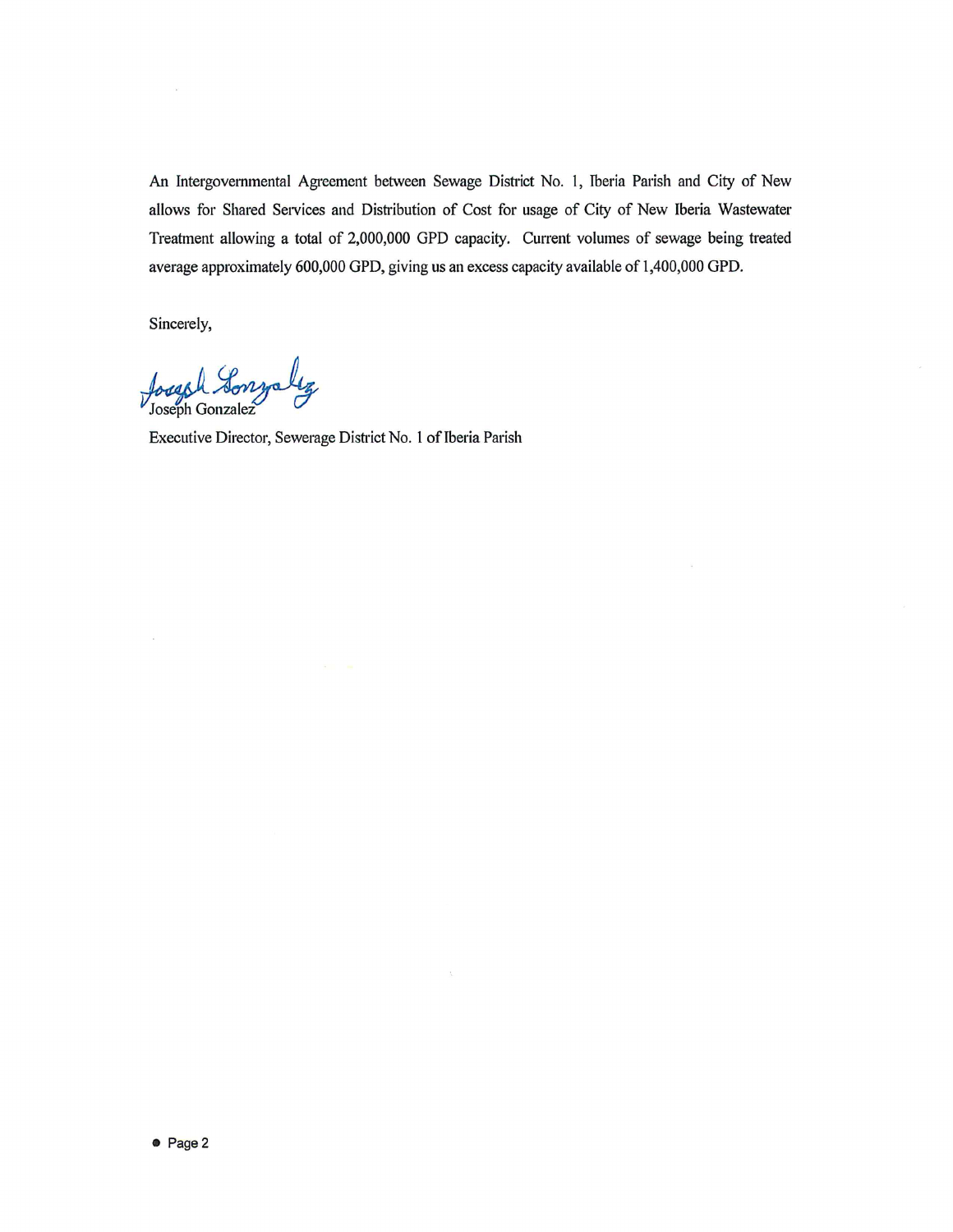An Intergovernmental Agreement between Sewage District No. 1, Iberia Parish and City of New allows for Shared Services and Distribution of Cost for usage of City of New Iberia Wastewater Treatment allowing a total of 2,000,000 GPD capacity. Current volumes of sewage being treated average approximately 600,000 GPD, giving us an excess capacity available of 1,400,000 GPD.

Sincerely,

Joseph Gonzalez

Executive Director, Sewerage District No. 1 of Iberia Parish